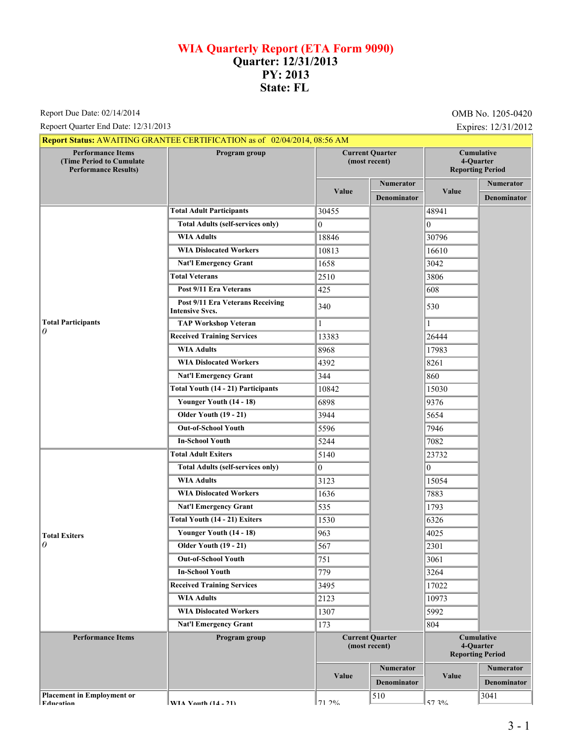# WIA Quarterly Report (ETA Form 9090)
## Quarter: 12/31/2013
## PY: 2013
## State: FL

Report Due Date: 02/14/2014 | OMB No. 1205-0420

Repoert Quarter End Date: 12/31/2013 | Expires: 12/31/2012

**Report Status:** AWAITING GRANTEE CERTIFICATION as of 02/04/2014, 08:56 AM

| Performance Items (Time Period to Cumulate Performance Results) | Program group | Current Quarter (most recent) Value | Current Quarter Numerator / Denominator | Cumulative 4-Quarter Reporting Period Value | Cumulative 4-Quarter Numerator / Denominator |
|---|---|---|---|---|---|
| **Total Participants** *0* | **Total Adult Participants** | 30455 | | 48941 | |
| | **Total Adults (self-services only)** | 0 | | 0 | |
| | **WIA Adults** | 18846 | | 30796 | |
| | **WIA Dislocated Workers** | 10813 | | 16610 | |
| | **Nat'l Emergency Grant** | 1658 | | 3042 | |
| | **Total Veterans** | 2510 | | 3806 | |
| | **Post 9/11 Era Veterans** | 425 | | 608 | |
| | **Post 9/11 Era Veterans Receiving Intensive Svcs.** | 340 | | 530 | |
| | **TAP Workshop Veteran** | 1 | | 1 | |
| | **Received Training Services** | 13383 | | 26444 | |
| | **WIA Adults** | 8968 | | 17983 | |
| | **WIA Dislocated Workers** | 4392 | | 8261 | |
| | **Nat'l Emergency Grant** | 344 | | 860 | |
| | **Total Youth (14 - 21) Participants** | 10842 | | 15030 | |
| | **Younger Youth (14 - 18)** | 6898 | | 9376 | |
| | **Older Youth (19 - 21)** | 3944 | | 5654 | |
| | **Out-of-School Youth** | 5596 | | 7946 | |
| | **In-School Youth** | 5244 | | 7082 | |
| **Total Exiters** *0* | **Total Adult Exiters** | 5140 | | 23732 | |
| | **Total Adults (self-services only)** | 0 | | 0 | |
| | **WIA Adults** | 3123 | | 15054 | |
| | **WIA Dislocated Workers** | 1636 | | 7883 | |
| | **Nat'l Emergency Grant** | 535 | | 1793 | |
| | **Total Youth (14 - 21) Exiters** | 1530 | | 6326 | |
| | **Younger Youth (14 - 18)** | 963 | | 4025 | |
| | **Older Youth (19 - 21)** | 567 | | 2301 | |
| | **Out-of-School Youth** | 751 | | 3061 | |
| | **In-School Youth** | 779 | | 3264 | |
| | **Received Training Services** | 3495 | | 17022 | |
| | **WIA Adults** | 2123 | | 10973 | |
| | **WIA Dislocated Workers** | 1307 | | 5992 | |
| | **Nat'l Emergency Grant** | 173 | | 804 | |

| Performance Items | Program group | Current Quarter (most recent) Value | Current Quarter Numerator / Denominator | Cumulative 4-Quarter Reporting Period Value | Cumulative 4-Quarter Numerator / Denominator |
|---|---|---|---|---|---|
| **Placement in Employment or Education** | **WIA Youth (14 - 21)** | 71.2% | 510 | 57.3% | 3041 |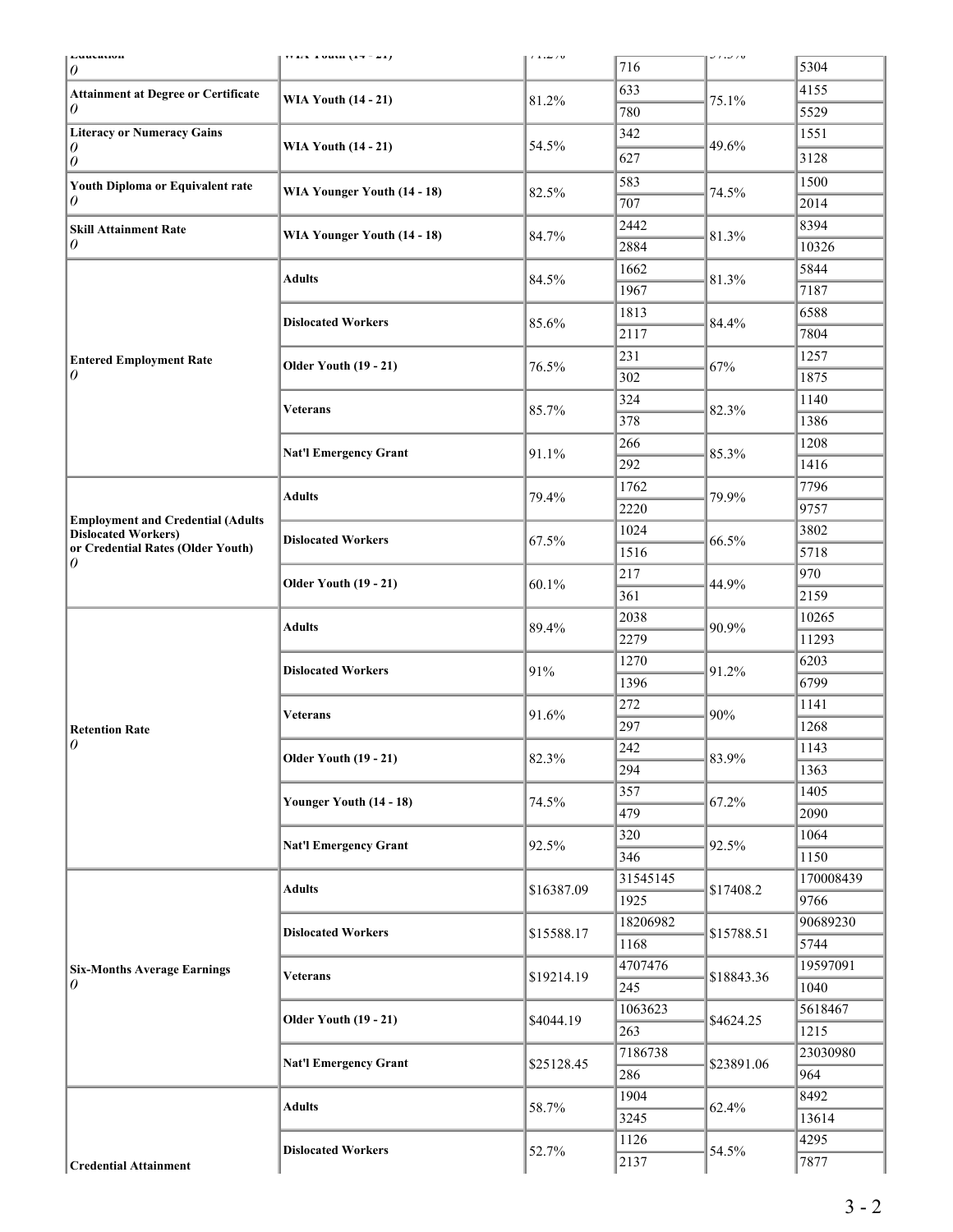| | | | | | |
|---|---|---|---|---|---|
| **Education** *0* | **WIA Youth (14 - 21)** | 71.2% | 716 | 57.5% | 5304 |
| **Attainment at Degree or Certificate** *0* | **WIA Youth (14 - 21)** | 81.2% | 633 | 75.1% | 4155 |
| | | | 780 | | 5529 |
| **Literacy or Numeracy Gains** *0* *0* | **WIA Youth (14 - 21)** | 54.5% | 342 | 49.6% | 1551 |
| | | | 627 | | 3128 |
| **Youth Diploma or Equivalent rate** *0* | **WIA Younger Youth (14 - 18)** | 82.5% | 583 | 74.5% | 1500 |
| | | | 707 | | 2014 |
| **Skill Attainment Rate** *0* | **WIA Younger Youth (14 - 18)** | 84.7% | 2442 | 81.3% | 8394 |
| | | | 2884 | | 10326 |
| **Entered Employment Rate** *0* | **Adults** | 84.5% | 1662 | 81.3% | 5844 |
| | | | 1967 | | 7187 |
| | **Dislocated Workers** | 85.6% | 1813 | 84.4% | 6588 |
| | | | 2117 | | 7804 |
| | **Older Youth (19 - 21)** | 76.5% | 231 | 67% | 1257 |
| | | | 302 | | 1875 |
| | **Veterans** | 85.7% | 324 | 82.3% | 1140 |
| | | | 378 | | 1386 |
| | **Nat'l Emergency Grant** | 91.1% | 266 | 85.3% | 1208 |
| | | | 292 | | 1416 |
| **Employment and Credential (Adults Dislocated Workers) or Credential Rates (Older Youth)** *0* | **Adults** | 79.4% | 1762 | 79.9% | 7796 |
| | | | 2220 | | 9757 |
| | **Dislocated Workers** | 67.5% | 1024 | 66.5% | 3802 |
| | | | 1516 | | 5718 |
| | **Older Youth (19 - 21)** | 60.1% | 217 | 44.9% | 970 |
| | | | 361 | | 2159 |
| **Retention Rate** *0* | **Adults** | 89.4% | 2038 | 90.9% | 10265 |
| | | | 2279 | | 11293 |
| | **Dislocated Workers** | 91% | 1270 | 91.2% | 6203 |
| | | | 1396 | | 6799 |
| | **Veterans** | 91.6% | 272 | 90% | 1141 |
| | | | 297 | | 1268 |
| | **Older Youth (19 - 21)** | 82.3% | 242 | 83.9% | 1143 |
| | | | 294 | | 1363 |
| | **Younger Youth (14 - 18)** | 74.5% | 357 | 67.2% | 1405 |
| | | | 479 | | 2090 |
| | **Nat'l Emergency Grant** | 92.5% | 320 | 92.5% | 1064 |
| | | | 346 | | 1150 |
| **Six-Months Average Earnings** *0* | **Adults** | $16387.09 | 31545145 | $17408.2 | 170008439 |
| | | | 1925 | | 9766 |
| | **Dislocated Workers** | $15588.17 | 18206982 | $15788.51 | 90689230 |
| | | | 1168 | | 5744 |
| | **Veterans** | $19214.19 | 4707476 | $18843.36 | 19597091 |
| | | | 245 | | 1040 |
| | **Older Youth (19 - 21)** | $4044.19 | 1063623 | $4624.25 | 5618467 |
| | | | 263 | | 1215 |
| | **Nat'l Emergency Grant** | $25128.45 | 7186738 | $23891.06 | 23030980 |
| | | | 286 | | 964 |
| **Credential Attainment** | **Adults** | 58.7% | 1904 | 62.4% | 8492 |
| | | | 3245 | | 13614 |
| | **Dislocated Workers** | 52.7% | 1126 | 54.5% | 4295 |
| | | | 2137 | | 7877 |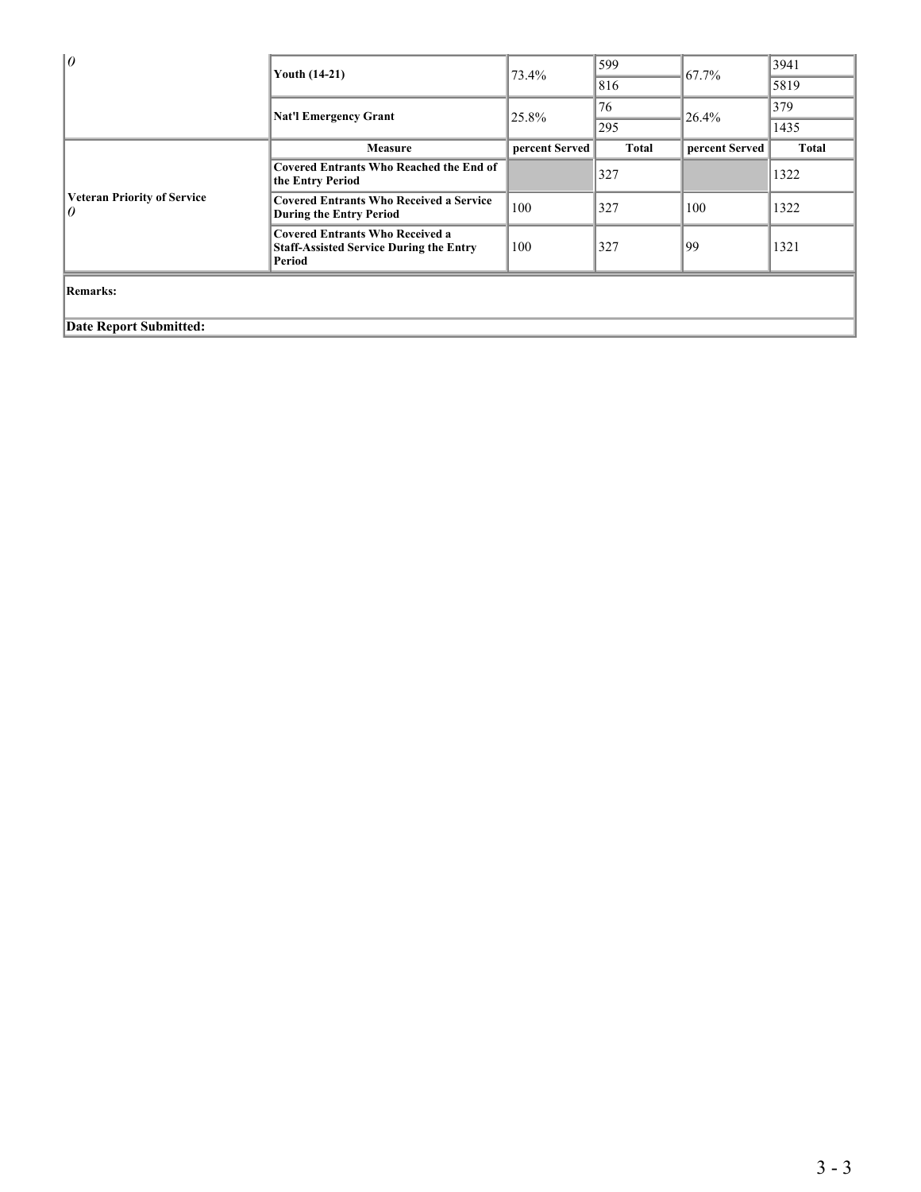| | | | | | |
|---|---|---|---|---|---|
| *0* | **Youth (14-21)** | 73.4% | 599 | 67.7% | 3941 |
| | | | 816 | | 5819 |
| | **Nat'l Emergency Grant** | 25.8% | 76 | 26.4% | 379 |
| | | | 295 | | 1435 |
| **Veteran Priority of Service** *0* | **Measure** | **percent Served** | **Total** | **percent Served** | **Total** |
| | **Covered Entrants Who Reached the End of the Entry Period** | | 327 | | 1322 |
| | **Covered Entrants Who Received a Service During the Entry Period** | 100 | 327 | 100 | 1322 |
| | **Covered Entrants Who Received a Staff-Assisted Service During the Entry Period** | 100 | 327 | 99 | 1321 |

**Remarks:**

**Date Report Submitted:**